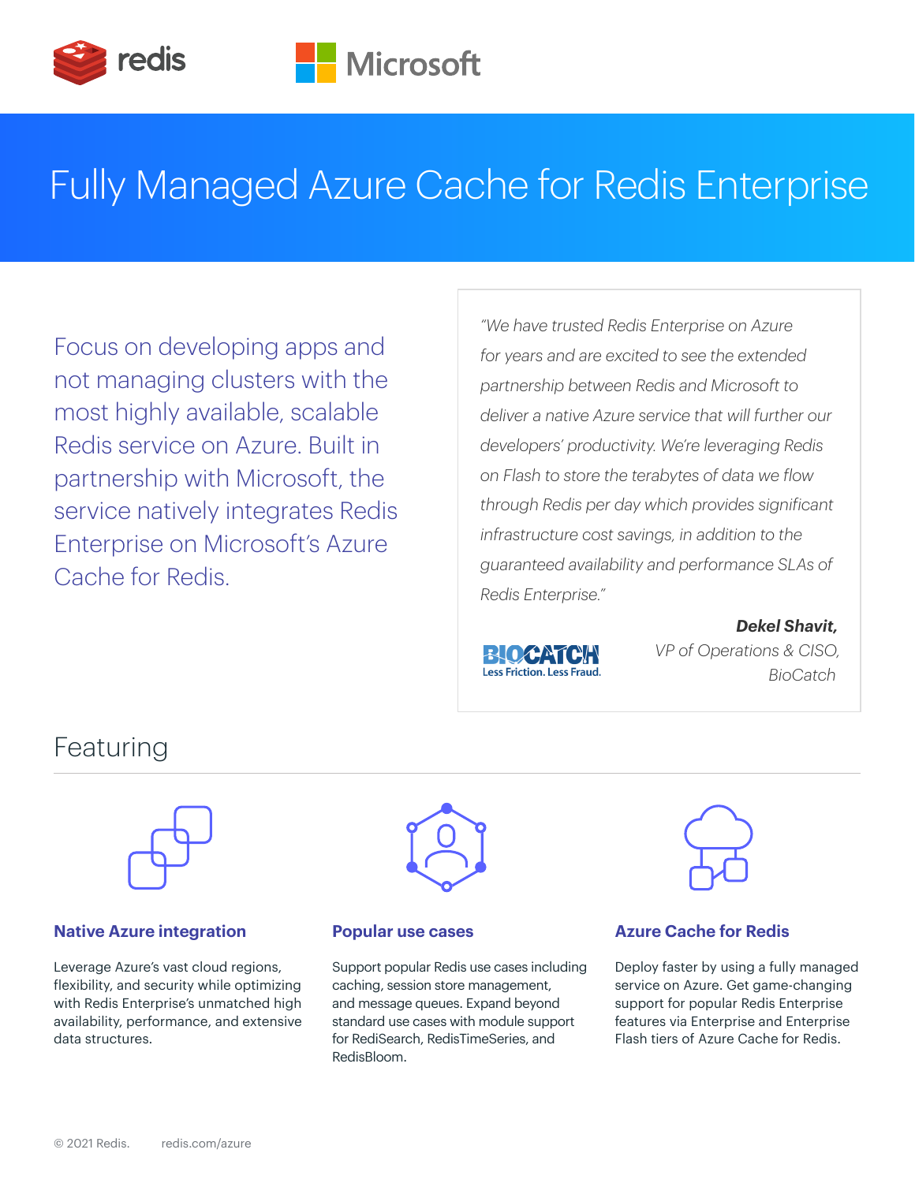# Fully Managed Azure Cache for Redis Enterprise

Focus on developing apps and not managing clusters with the most highly available, scalable Redis service on Azure. Built in partnership with Microsoft, the service natively integrates Redis Enterprise on Microsoft's Azure Cache for Redis.

*"We have trusted Redis Enterprise on Azure for years and are excited to see the extended partnership between Redis and Microsoft to deliver a native Azure service that will further our developers' productivity. We're leveraging Redis on Flash to store the terabytes of data we flow through Redis per day which provides significant infrastructure cost savings, in addition to the guaranteed availability and performance SLAs of Redis Enterprise."*

***Dekel Shavit,***
*VP of Operations & CISO, BioCatch*

BIOCATCH
Less Friction. Less Fraud.

## Featuring

### Native Azure integration

Leverage Azure's vast cloud regions, flexibility, and security while optimizing with Redis Enterprise's unmatched high availability, performance, and extensive data structures.

### Popular use cases

Support popular Redis use cases including caching, session store management, and message queues. Expand beyond standard use cases with module support for RediSearch, RedisTimeSeries, and RedisBloom.

### Azure Cache for Redis

Deploy faster by using a fully managed service on Azure. Get game-changing support for popular Redis Enterprise features via Enterprise and Enterprise Flash tiers of Azure Cache for Redis.

© 2021 Redis. redis.com/azure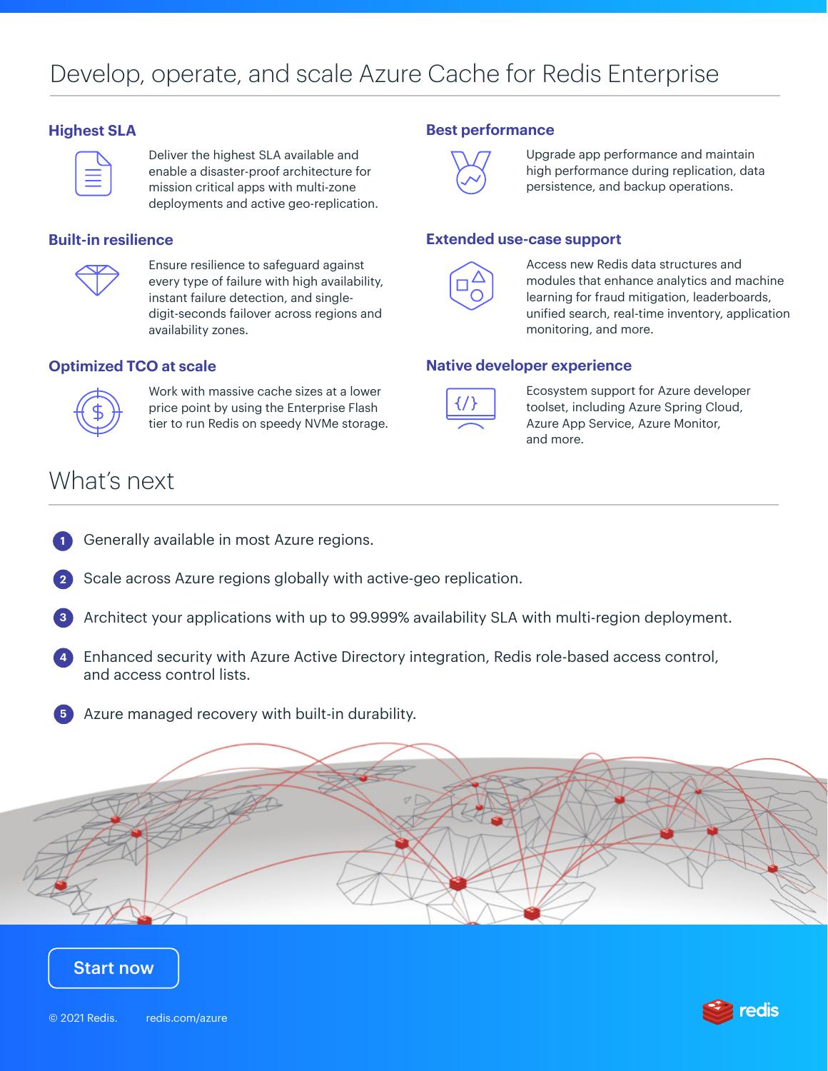# Develop, operate, and scale Azure Cache for Redis Enterprise

### Highest SLA

Deliver the highest SLA available and enable a disaster-proof architecture for mission critical apps with multi-zone deployments and active geo-replication.

### Built-in resilience

Ensure resilience to safeguard against every type of failure with high availability, instant failure detection, and single-digit-seconds failover across regions and availability zones.

### Optimized TCO at scale

Work with massive cache sizes at a lower price point by using the Enterprise Flash tier to run Redis on speedy NVMe storage.

### Best performance

Upgrade app performance and maintain high performance during replication, data persistence, and backup operations.

### Extended use-case support

Access new Redis data structures and modules that enhance analytics and machine learning for fraud mitigation, leaderboards, unified search, real-time inventory, application monitoring, and more.

### Native developer experience

Ecosystem support for Azure developer toolset, including Azure Spring Cloud, Azure App Service, Azure Monitor, and more.

# What's next

1. Generally available in most Azure regions.
2. Scale across Azure regions globally with active-geo replication.
3. Architect your applications with up to 99.999% availability SLA with multi-region deployment.
4. Enhanced security with Azure Active Directory integration, Redis role-based access control, and access control lists.
5. Azure managed recovery with built-in durability.

Start now

© 2021 Redis. redis.com/azure

redis